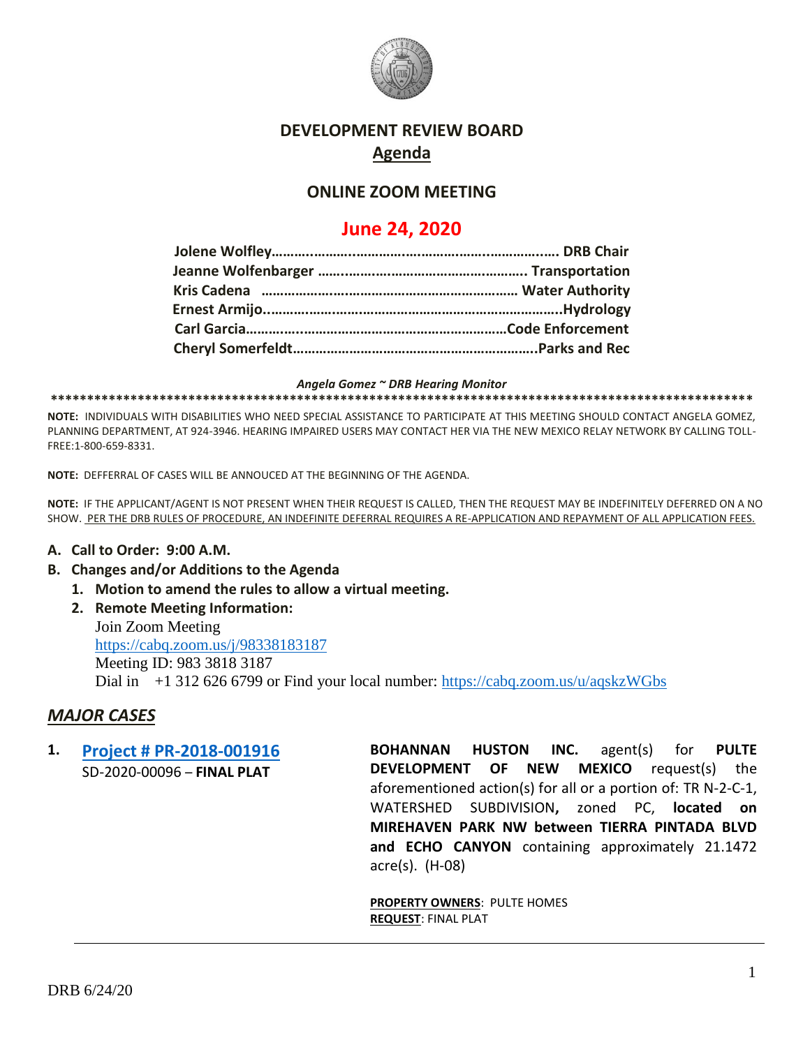# DEVELOPMENT REVIEW BOARD

## Agenda

## ONLINE ZOOM MEETING

## June 24, 2020

**Jolene Wolfley……………………………………………………………… DRB Chair**
**Jeanne Wolfenbarger ………………………………………………. Transportation**
**Kris Cadena ………………………………………………………… Water Authority**
**Ernest Armijo………………………………………………………………..Hydrology**
**Carl Garcia……………………………………………………………Code Enforcement**
**Cheryl Somerfeldt……………………………………………………….Parks and Rec**

***Angela Gomez ~ DRB Hearing Monitor***

****************************************************************************************************

**NOTE:** INDIVIDUALS WITH DISABILITIES WHO NEED SPECIAL ASSISTANCE TO PARTICIPATE AT THIS MEETING SHOULD CONTACT ANGELA GOMEZ, PLANNING DEPARTMENT, AT 924-3946. HEARING IMPAIRED USERS MAY CONTACT HER VIA THE NEW MEXICO RELAY NETWORK BY CALLING TOLL-FREE:1-800-659-8331.

**NOTE:** DEFFERRAL OF CASES WILL BE ANNOUCED AT THE BEGINNING OF THE AGENDA.

**NOTE:** IF THE APPLICANT/AGENT IS NOT PRESENT WHEN THEIR REQUEST IS CALLED, THEN THE REQUEST MAY BE INDEFINITELY DEFERRED ON A NO SHOW. PER THE DRB RULES OF PROCEDURE, AN INDEFINITE DEFERRAL REQUIRES A RE-APPLICATION AND REPAYMENT OF ALL APPLICATION FEES.

**A. Call to Order: 9:00 A.M.**

**B. Changes and/or Additions to the Agenda**

1. **Motion to amend the rules to allow a virtual meeting.**
2. **Remote Meeting Information:**
   Join Zoom Meeting
   https://cabq.zoom.us/j/98338183187
   Meeting ID: 983 3818 3187
   Dial in +1 312 626 6799 or Find your local number: https://cabq.zoom.us/u/aqskzWGbs

## *MAJOR CASES*

**1. Project # PR-2018-001916**
SD-2020-00096 – **FINAL PLAT**

**BOHANNAN HUSTON INC.** agent(s) for **PULTE DEVELOPMENT OF NEW MEXICO** request(s) the aforementioned action(s) for all or a portion of: TR N-2-C-1, WATERSHED SUBDIVISION**,** zoned PC, **located on MIREHAVEN PARK NW between TIERRA PINTADA BLVD and ECHO CANYON** containing approximately 21.1472 acre(s). (H-08)

**PROPERTY OWNERS**: PULTE HOMES
**REQUEST**: FINAL PLAT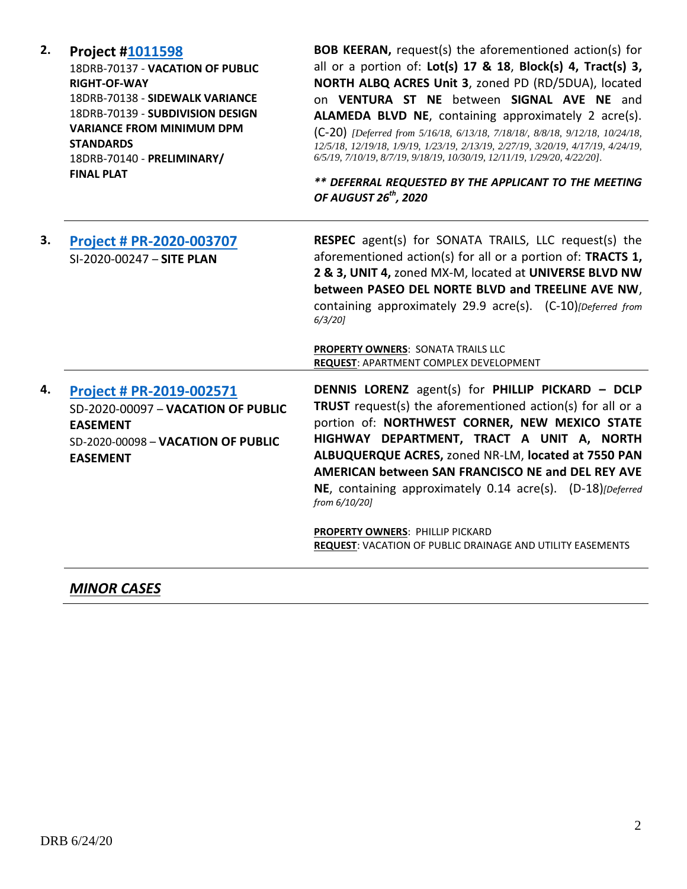| | | |
|---|---|---|
| **2.** | **Project #1011598**<br>18DRB-70137 - **VACATION OF PUBLIC RIGHT-OF-WAY**<br>18DRB-70138 - **SIDEWALK VARIANCE**<br>18DRB-70139 - **SUBDIVISION DESIGN VARIANCE FROM MINIMUM DPM STANDARDS**<br>18DRB-70140 - **PRELIMINARY/ FINAL PLAT** | **BOB KEERAN,** request(s) the aforementioned action(s) for all or a portion of: **Lot(s) 17 & 18**, **Block(s) 4, Tract(s) 3, NORTH ALBQ ACRES Unit 3**, zoned PD (RD/5DUA), located on **VENTURA ST NE** between **SIGNAL AVE NE** and **ALAMEDA BLVD NE**, containing approximately 2 acre(s). (C-20) *[Deferred from 5/16/18, 6/13/18, 7/18/18/, 8/8/18, 9/12/18, 10/24/18, 12/5/18, 12/19/18, 1/9/19, 1/23/19, 2/13/19, 2/27/19, 3/20/19, 4/17/19, 4/24/19, 6/5/19, 7/10/19, 8/7/19, 9/18/19, 10/30/19, 12/11/19, 1/29/20, 4/22/20].*<br><br>***\*\* DEFERRAL REQUESTED BY THE APPLICANT TO THE MEETING OF AUGUST 26th, 2020*** |
| **3.** | **Project # PR-2020-003707**<br>SI-2020-00247 – **SITE PLAN** | **RESPEC** agent(s) for SONATA TRAILS, LLC request(s) the aforementioned action(s) for all or a portion of: **TRACTS 1, 2 & 3, UNIT 4,** zoned MX-M, located at **UNIVERSE BLVD NW between PASEO DEL NORTE BLVD and TREELINE AVE NW**, containing approximately 29.9 acre(s). (C-10)*[Deferred from 6/3/20]*<br><br>**PROPERTY OWNERS**: SONATA TRAILS LLC<br>**REQUEST**: APARTMENT COMPLEX DEVELOPMENT |
| **4.** | **Project # PR-2019-002571**<br>SD-2020-00097 – **VACATION OF PUBLIC EASEMENT**<br>SD-2020-00098 – **VACATION OF PUBLIC EASEMENT** | **DENNIS LORENZ** agent(s) for **PHILLIP PICKARD – DCLP TRUST** request(s) the aforementioned action(s) for all or a portion of: **NORTHWEST CORNER, NEW MEXICO STATE HIGHWAY DEPARTMENT, TRACT A UNIT A, NORTH ALBUQUERQUE ACRES,** zoned NR-LM, **located at 7550 PAN AMERICAN between SAN FRANCISCO NE and DEL REY AVE NE**, containing approximately 0.14 acre(s). (D-18)*[Deferred from 6/10/20]*<br><br>**PROPERTY OWNERS**: PHILLIP PICKARD<br>**REQUEST**: VACATION OF PUBLIC DRAINAGE AND UTILITY EASEMENTS |

***MINOR CASES***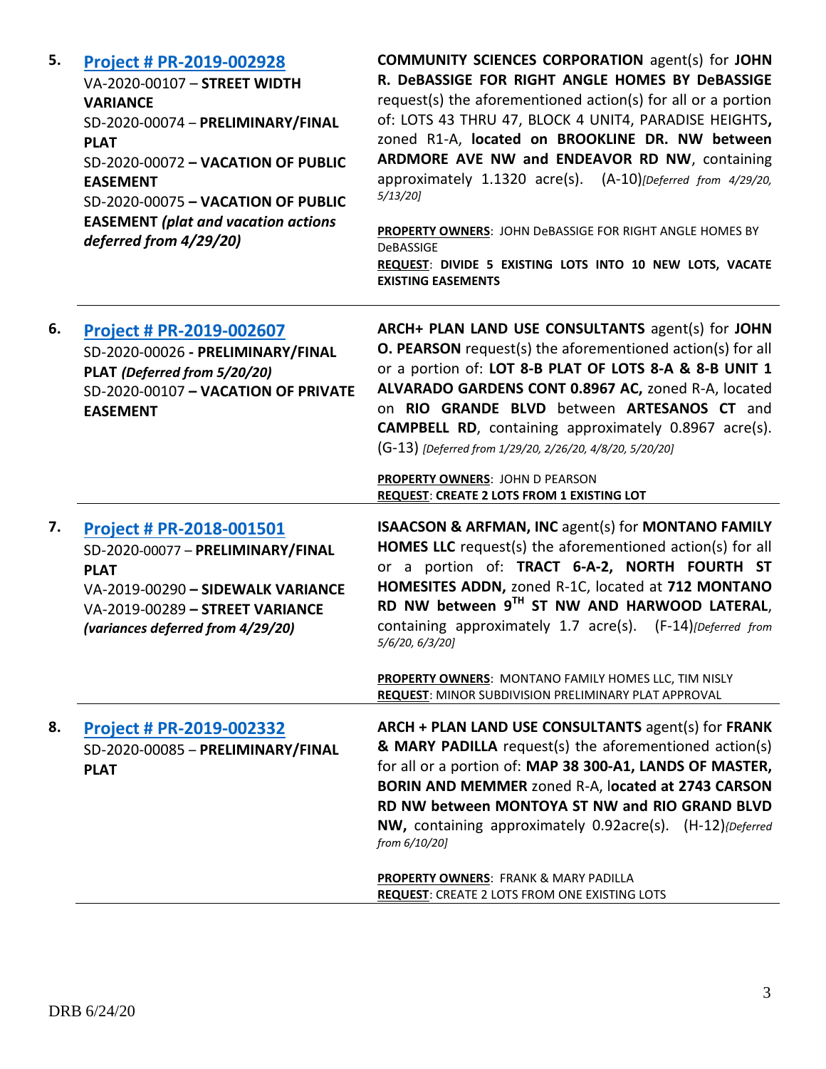| | | |
|---|---|---|
| 5. | **[Project # PR-2019-002928](#)**<br>VA-2020-00107 – **STREET WIDTH VARIANCE**<br>SD-2020-00074 – **PRELIMINARY/FINAL PLAT**<br>SD-2020-00072 **– VACATION OF PUBLIC EASEMENT**<br>SD-2020-00075 **– VACATION OF PUBLIC EASEMENT *(plat and vacation actions deferred from 4/29/20)*** | **COMMUNITY SCIENCES CORPORATION** agent(s) for **JOHN R. DeBASSIGE FOR RIGHT ANGLE HOMES BY DeBASSIGE** request(s) the aforementioned action(s) for all or a portion of: LOTS 43 THRU 47, BLOCK 4 UNIT4, PARADISE HEIGHTS**,** zoned R1-A, **located on BROOKLINE DR. NW between ARDMORE AVE NW and ENDEAVOR RD NW**, containing approximately 1.1320 acre(s). (A-10)*[Deferred from 4/29/20, 5/13/20]*<br><br>**PROPERTY OWNERS**: JOHN DeBASSIGE FOR RIGHT ANGLE HOMES BY DeBASSIGE<br>**REQUEST**: **DIVIDE 5 EXISTING LOTS INTO 10 NEW LOTS, VACATE EXISTING EASEMENTS** |
| 6. | **[Project # PR-2019-002607](#)**<br>SD-2020-00026 **- PRELIMINARY/FINAL PLAT *(Deferred from 5/20/20)***<br>SD-2020-00107 **– VACATION OF PRIVATE EASEMENT** | **ARCH+ PLAN LAND USE CONSULTANTS** agent(s) for **JOHN O. PEARSON** request(s) the aforementioned action(s) for all or a portion of: **LOT 8-B PLAT OF LOTS 8-A & 8-B UNIT 1 ALVARADO GARDENS CONT 0.8967 AC,** zoned R-A, located on **RIO GRANDE BLVD** between **ARTESANOS CT** and **CAMPBELL RD**, containing approximately 0.8967 acre(s). (G-13) *[Deferred from 1/29/20, 2/26/20, 4/8/20, 5/20/20]*<br><br>**PROPERTY OWNERS**: JOHN D PEARSON<br>**REQUEST**: **CREATE 2 LOTS FROM 1 EXISTING LOT** |
| 7. | **[Project # PR-2018-001501](#)**<br>SD-2020-00077 – **PRELIMINARY/FINAL PLAT**<br>VA-2019-00290 **– SIDEWALK VARIANCE**<br>VA-2019-00289 **– STREET VARIANCE *(variances deferred from 4/29/20)*** | **ISAACSON & ARFMAN, INC** agent(s) for **MONTANO FAMILY HOMES LLC** request(s) the aforementioned action(s) for all or a portion of: **TRACT 6-A-2, NORTH FOURTH ST HOMESITES ADDN,** zoned R-1C, located at **712 MONTANO RD NW between 9TH ST NW AND HARWOOD LATERAL**, containing approximately 1.7 acre(s). (F-14)*[Deferred from 5/6/20, 6/3/20]*<br><br>**PROPERTY OWNERS**: MONTANO FAMILY HOMES LLC, TIM NISLY<br>**REQUEST**: MINOR SUBDIVISION PRELIMINARY PLAT APPROVAL |
| 8. | **[Project # PR-2019-002332](#)**<br>SD-2020-00085 – **PRELIMINARY/FINAL PLAT** | **ARCH + PLAN LAND USE CONSULTANTS** agent(s) for **FRANK & MARY PADILLA** request(s) the aforementioned action(s) for all or a portion of: **MAP 38 300-A1, LANDS OF MASTER, BORIN AND MEMMER** zoned R-A, l**ocated at 2743 CARSON RD NW between MONTOYA ST NW and RIO GRAND BLVD NW,** containing approximately 0.92acre(s). (H-12)*{Deferred from 6/10/20]*<br><br>**PROPERTY OWNERS**: FRANK & MARY PADILLA<br>**REQUEST**: CREATE 2 LOTS FROM ONE EXISTING LOTS |

DRB 6/24/20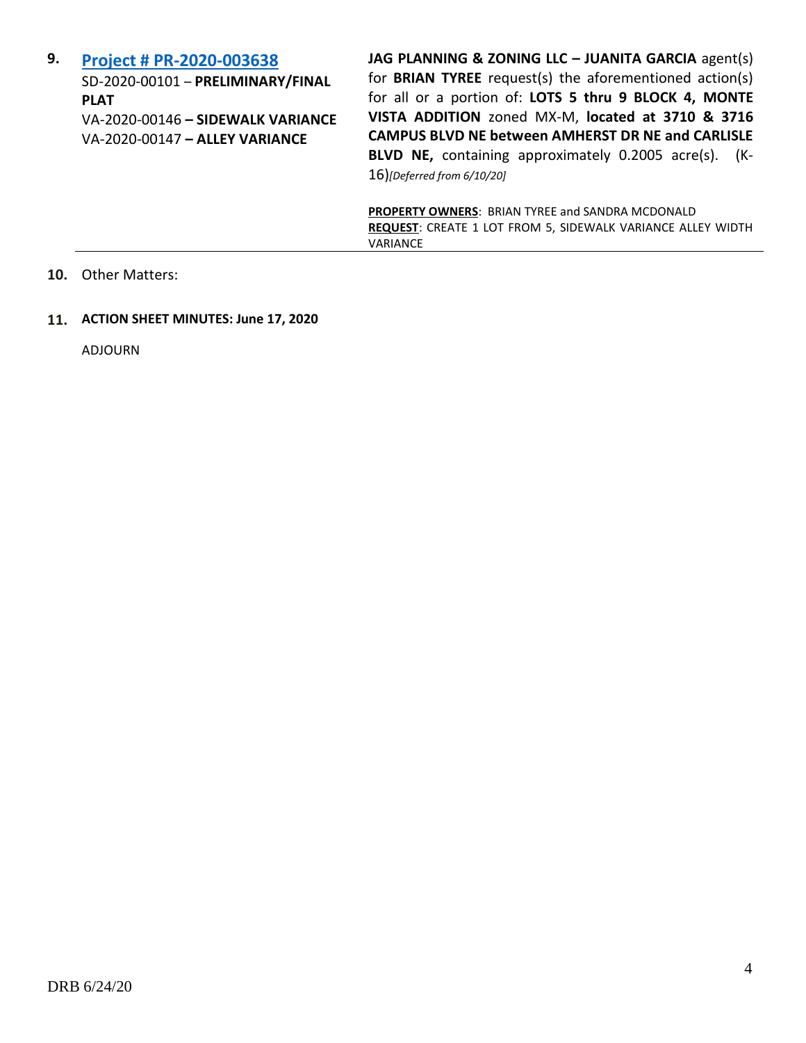**9.** **[Project # PR-2020-003638]**

SD-2020-00101 – **PRELIMINARY/FINAL PLAT**
VA-2020-00146 **– SIDEWALK VARIANCE**
VA-2020-00147 **– ALLEY VARIANCE**

**JAG PLANNING & ZONING LLC – JUANITA GARCIA** agent(s) for **BRIAN TYREE** request(s) the aforementioned action(s) for all or a portion of: **LOTS 5 thru 9 BLOCK 4, MONTE VISTA ADDITION** zoned MX-M, **located at 3710 & 3716 CAMPUS BLVD NE between AMHERST DR NE and CARLISLE BLVD NE,** containing approximately 0.2005 acre(s). (K-16)*[Deferred from 6/10/20]*

**PROPERTY OWNERS**: BRIAN TYREE and SANDRA MCDONALD
**REQUEST**: CREATE 1 LOT FROM 5, SIDEWALK VARIANCE ALLEY WIDTH VARIANCE

**10.** Other Matters:

**11.** **ACTION SHEET MINUTES: June 17, 2020**

ADJOURN

DRB 6/24/20